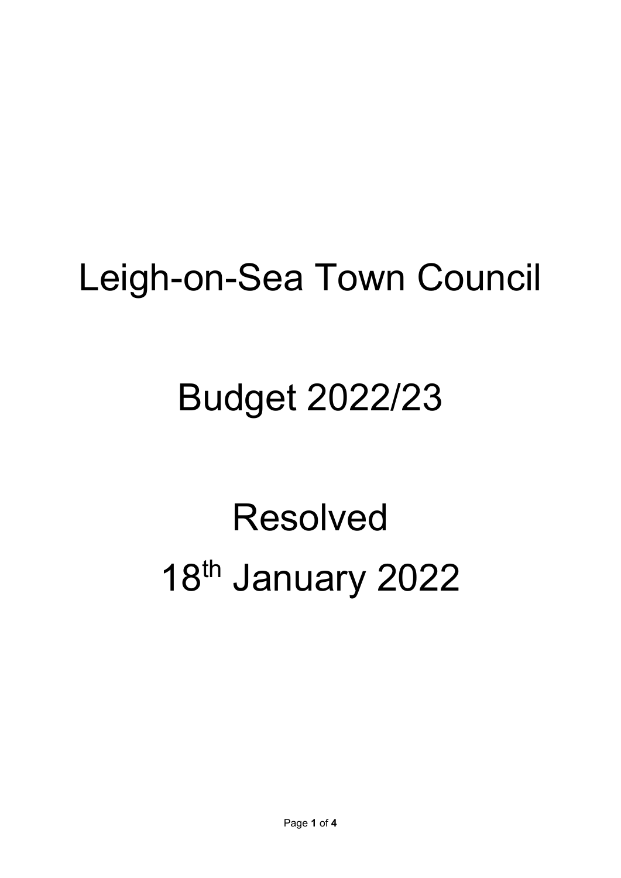# Leigh-on-Sea Town Council

# Budget 2022/23

# Resolved

# 18th January 2022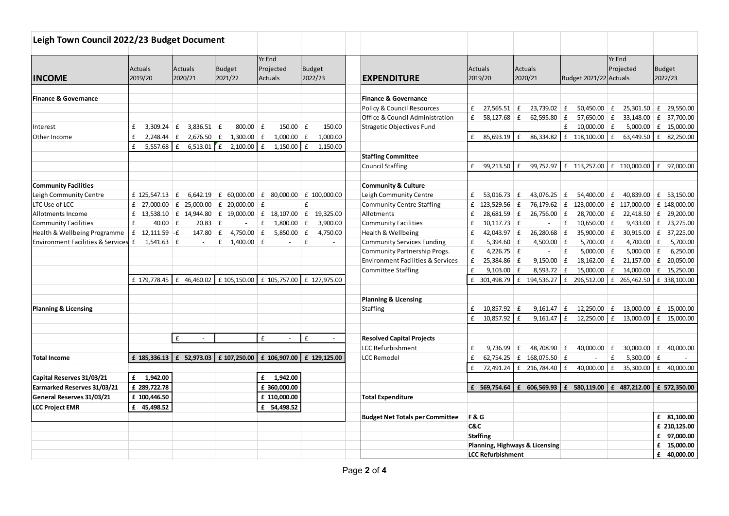# Leigh Town Council 2022/23 Budget Document

| INCOME | Actuals 2019/20 | Actuals 2020/21 | Budget 2021/22 | Yr End Projected Actuals | Budget 2022/23 |
|---|---|---|---|---|---|
| **Finance & Governance** | | | | | |
| Interest | £ 3,309.24 | £ 3,836.51 | £ 800.00 | £ 150.00 | £ 150.00 |
| Other Income | £ 2,248.44 | £ 2,676.50 | £ 1,300.00 | £ 1,000.00 | £ 1,000.00 |
| | £ 5,557.68 | £ 6,513.01 | £ 2,100.00 | £ 1,150.00 | £ 1,150.00 |
| **Community Facilities** | | | | | |
| Leigh Community Centre | £ 125,547.13 | £ 6,642.19 | £ 60,000.00 | £ 80,000.00 | £ 100,000.00 |
| LTC Use of LCC | £ 27,000.00 | £ 25,000.00 | £ 20,000.00 | £ - | £ - |
| Allotments Income | £ 13,538.10 | £ 14,944.80 | £ 19,000.00 | £ 18,107.00 | £ 19,325.00 |
| Community Facilities | £ 40.00 | £ 20.83 | £ - | £ 1,800.00 | £ 3,900.00 |
| Health & Wellbeing Programme | £ 12,111.59 | -£ 147.80 | £ 4,750.00 | £ 5,850.00 | £ 4,750.00 |
| Environment Facilities & Services | £ 1,541.63 | £ - | £ 1,400.00 | £ - | £ - |
| | £ 179,778.45 | £ 46,460.02 | £ 105,150.00 | £ 105,757.00 | £ 127,975.00 |
| **Planning & Licensing** | | | | | |
| | | £ - | | £ - | £ - |
| **Total Income** | **£ 185,336.13** | **£ 52,973.03** | **£ 107,250.00** | **£ 106,907.00** | **£ 129,125.00** |
| **Capital Reserves 31/03/21** | **£ 1,942.00** | | | **£ 1,942.00** | |
| **Earmarked Reserves 31/03/21** | **£ 289,722.78** | | | **£ 360,000.00** | |
| **General Reserves 31/03/21** | **£ 100,446.50** | | | **£ 110,000.00** | |
| **LCC Project EMR** | **£ 45,498.52** | | | **£ 54,498.52** | |

| EXPENDITURE | Actuals 2019/20 | Actuals 2020/21 | Budget 2021/22 | Yr End Projected Actuals | Budget 2022/23 |
|---|---|---|---|---|---|
| **Finance & Governance** | | | | | |
| Policy & Council Resources | £ 27,565.51 | £ 23,739.02 | £ 50,450.00 | £ 25,301.50 | £ 29,550.00 |
| Office & Council Administration | £ 58,127.68 | £ 62,595.80 | £ 57,650.00 | £ 33,148.00 | £ 37,700.00 |
| Stragetic Objectives Fund | | | £ 10,000.00 | £ 5,000.00 | £ 15,000.00 |
| | £ 85,693.19 | £ 86,334.82 | £ 118,100.00 | £ 63,449.50 | £ 82,250.00 |
| **Staffing Committee** | | | | | |
| Council Staffing | £ 99,213.50 | £ 99,752.97 | £ 113,257.00 | £ 110,000.00 | £ 97,000.00 |
| **Community & Culture** | | | | | |
| Leigh Community Centre | £ 53,016.73 | £ 43,076.25 | £ 54,400.00 | £ 40,839.00 | £ 53,150.00 |
| Community Centre Staffing | £ 123,529.56 | £ 76,179.62 | £ 123,000.00 | £ 117,000.00 | £ 148,000.00 |
| Allotments | £ 28,681.59 | £ 26,756.00 | £ 28,700.00 | £ 22,418.50 | £ 29,200.00 |
| Community Facilities | £ 10,117.73 | £ - | £ 10,650.00 | £ 9,433.00 | £ 23,275.00 |
| Health & Wellbeing | £ 42,043.97 | £ 26,280.68 | £ 35,900.00 | £ 30,915.00 | £ 37,225.00 |
| Community Services Funding | £ 5,394.60 | £ 4,500.00 | £ 5,700.00 | £ 4,700.00 | £ 5,700.00 |
| Community Partnership Progs. | £ 4,226.75 | £ - | £ 5,000.00 | £ 5,000.00 | £ 6,250.00 |
| Environment Facilities & Services | £ 25,384.86 | £ 9,150.00 | £ 18,162.00 | £ 21,157.00 | £ 20,050.00 |
| Committee Staffing | £ 9,103.00 | £ 8,593.72 | £ 15,000.00 | £ 14,000.00 | £ 15,250.00 |
| | £ 301,498.79 | £ 194,536.27 | £ 296,512.00 | £ 265,462.50 | £ 338,100.00 |
| **Planning & Licensing** | | | | | |
| Staffing | £ 10,857.92 | £ 9,161.47 | £ 12,250.00 | £ 13,000.00 | £ 15,000.00 |
| | £ 10,857.92 | £ 9,161.47 | £ 12,250.00 | £ 13,000.00 | £ 15,000.00 |
| **Resolved Capital Projects** | | | | | |
| LCC Refurbishment | £ 9,736.99 | £ 48,708.90 | £ 40,000.00 | £ 30,000.00 | £ 40,000.00 |
| LCC Remodel | £ 62,754.25 | £ 168,075.50 | £ - | £ 5,300.00 | £ - |
| | £ 72,491.24 | £ 216,784.40 | £ 40,000.00 | £ 35,300.00 | £ 40,000.00 |
| **Total Expenditure** | **£ 569,754.64** | **£ 606,569.93** | **£ 580,119.00** | **£ 487,212.00** | **£ 572,350.00** |
| **Budget Net Totals per Committee** | **F & G** | | | | **£ 81,100.00** |
| | **C&C** | | | | **£ 210,125.00** |
| | **Staffing** | | | | **£ 97,000.00** |
| | **Planning, Highways & Licensing** | | | | **£ 15,000.00** |
| | **LCC Refurbishment** | | | | **£ 40,000.00** |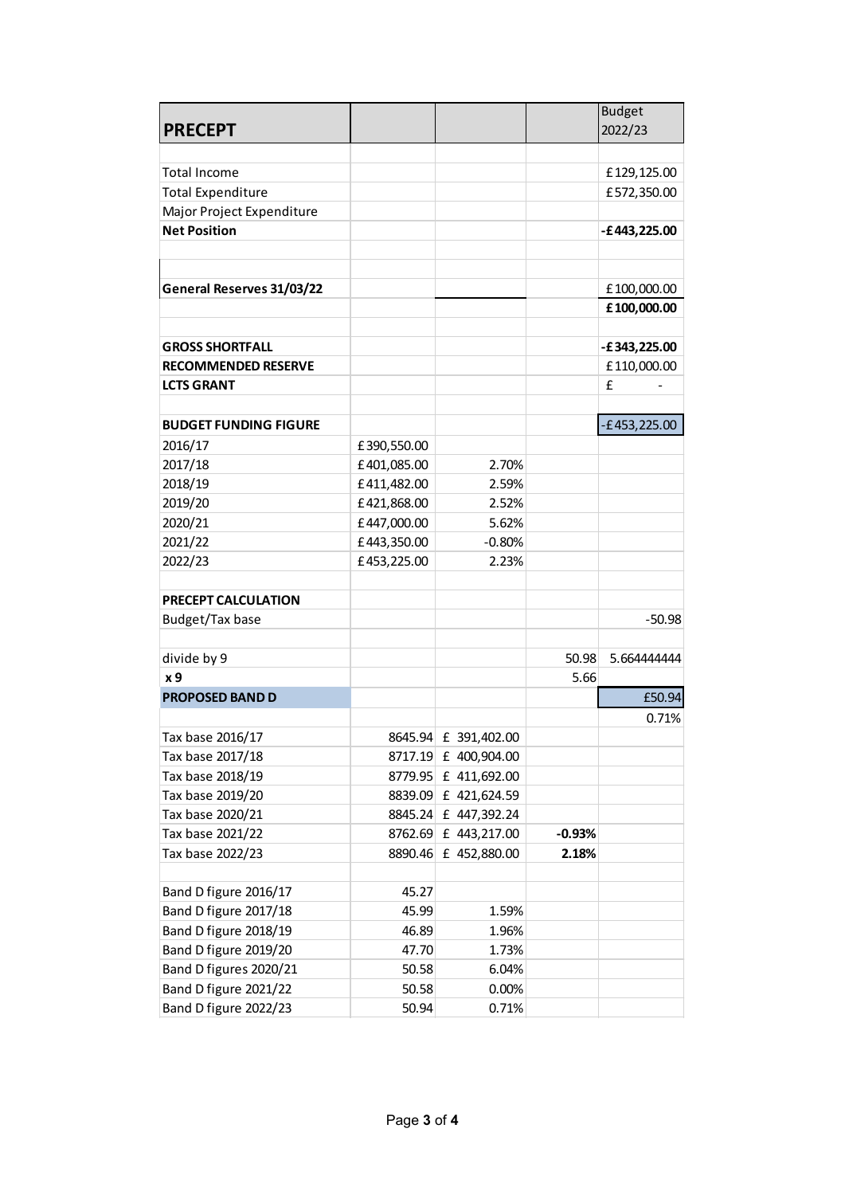| PRECEPT | | | | Budget 2022/23 |
|---|---|---|---|---|
| | | | | |
| Total Income | | | | £129,125.00 |
| Total Expenditure | | | | £572,350.00 |
| Major Project Expenditure | | | | |
| **Net Position** | | | | **-£443,225.00** |
| | | | | |
| | | | | |
| **General Reserves 31/03/22** | | | | £100,000.00 |
| | | | | **£100,000.00** |
| | | | | |
| **GROSS SHORTFALL** | | | | **-£343,225.00** |
| **RECOMMENDED RESERVE** | | | | £110,000.00 |
| **LCTS GRANT** | | | | £ - |
| | | | | |
| **BUDGET FUNDING FIGURE** | | | | -£453,225.00 |
| 2016/17 | £390,550.00 | | | |
| 2017/18 | £401,085.00 | 2.70% | | |
| 2018/19 | £411,482.00 | 2.59% | | |
| 2019/20 | £421,868.00 | 2.52% | | |
| 2020/21 | £447,000.00 | 5.62% | | |
| 2021/22 | £443,350.00 | -0.80% | | |
| 2022/23 | £453,225.00 | 2.23% | | |
| | | | | |
| **PRECEPT CALCULATION** | | | | |
| Budget/Tax base | | | | -50.98 |
| | | | | |
| divide by 9 | | | 50.98 | 5.664444444 |
| **x 9** | | | 5.66 | |
| **PROPOSED BAND D** | | | | £50.94 |
| | | | | 0.71% |
| Tax base 2016/17 | 8645.94 | £ 391,402.00 | | |
| Tax base 2017/18 | 8717.19 | £ 400,904.00 | | |
| Tax base 2018/19 | 8779.95 | £ 411,692.00 | | |
| Tax base 2019/20 | 8839.09 | £ 421,624.59 | | |
| Tax base 2020/21 | 8845.24 | £ 447,392.24 | | |
| Tax base 2021/22 | 8762.69 | £ 443,217.00 | **-0.93%** | |
| Tax base 2022/23 | 8890.46 | £ 452,880.00 | **2.18%** | |
| | | | | |
| Band D figure 2016/17 | 45.27 | | | |
| Band D figure 2017/18 | 45.99 | 1.59% | | |
| Band D figure 2018/19 | 46.89 | 1.96% | | |
| Band D figure 2019/20 | 47.70 | 1.73% | | |
| Band D figures 2020/21 | 50.58 | 6.04% | | |
| Band D figure 2021/22 | 50.58 | 0.00% | | |
| Band D figure 2022/23 | 50.94 | 0.71% | | |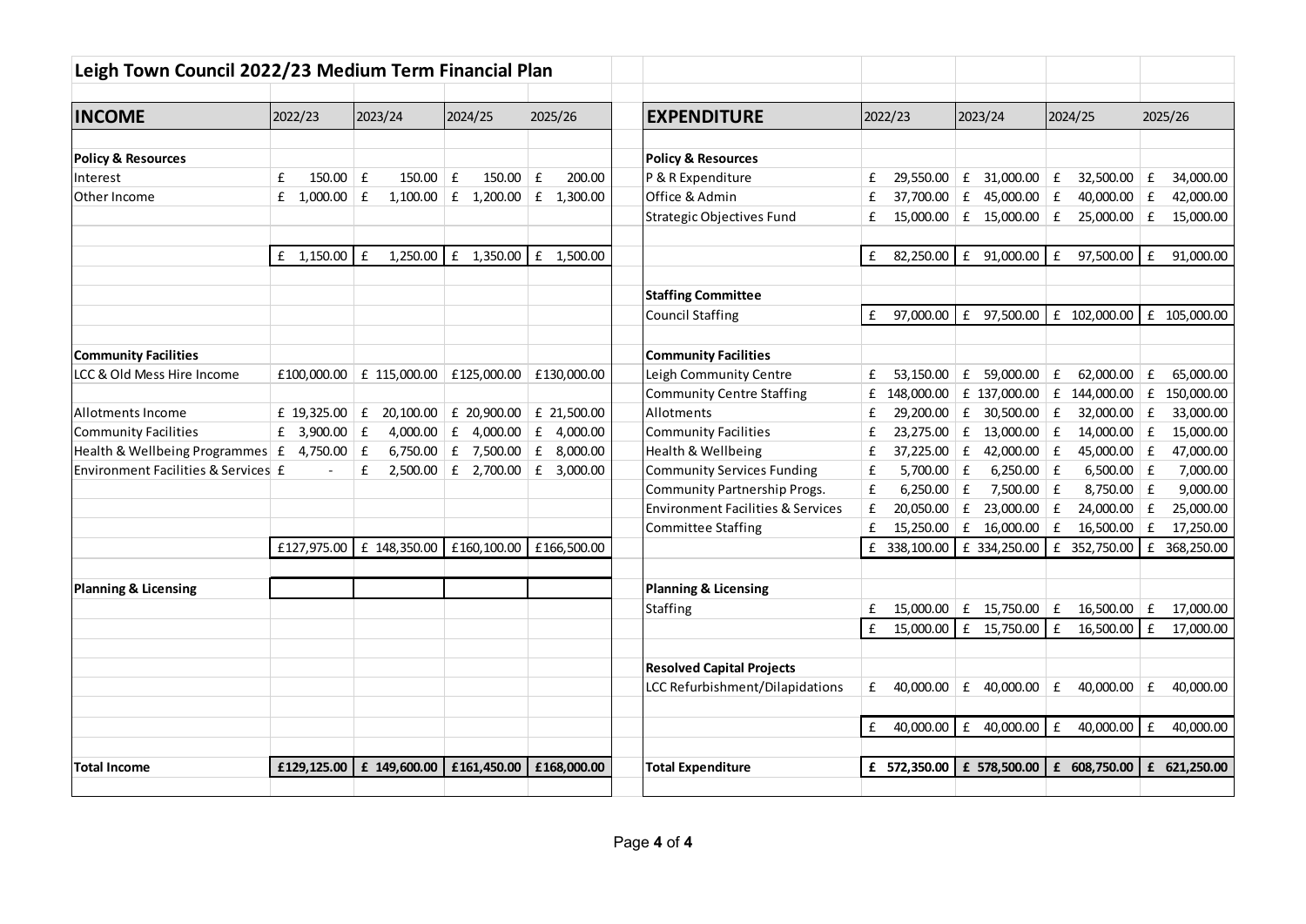# Leigh Town Council 2022/23 Medium Term Financial Plan

| INCOME | 2022/23 | 2023/24 | 2024/25 | 2025/26 |
|---|---|---|---|---|
| **Policy & Resources** | | | | |
| Interest | £ 150.00 | £ 150.00 | £ 150.00 | £ 200.00 |
| Other Income | £ 1,000.00 | £ 1,100.00 | £ 1,200.00 | £ 1,300.00 |
| | £ 1,150.00 | £ 1,250.00 | £ 1,350.00 | £ 1,500.00 |
| **Community Facilities** | | | | |
| LCC & Old Mess Hire Income | £100,000.00 | £ 115,000.00 | £125,000.00 | £130,000.00 |
| Allotments Income | £ 19,325.00 | £ 20,100.00 | £ 20,900.00 | £ 21,500.00 |
| Community Facilities | £ 3,900.00 | £ 4,000.00 | £ 4,000.00 | £ 4,000.00 |
| Health & Wellbeing Programmes | £ 4,750.00 | £ 6,750.00 | £ 7,500.00 | £ 8,000.00 |
| Environment Facilities & Services | £ - | £ 2,500.00 | £ 2,700.00 | £ 3,000.00 |
| | £127,975.00 | £ 148,350.00 | £160,100.00 | £166,500.00 |
| **Planning & Licensing** | | | | |
| **Total Income** | **£129,125.00** | **£ 149,600.00** | **£161,450.00** | **£168,000.00** |

| EXPENDITURE | 2022/23 | 2023/24 | 2024/25 | 2025/26 |
|---|---|---|---|---|
| **Policy & Resources** | | | | |
| P & R Expenditure | £ 29,550.00 | £ 31,000.00 | £ 32,500.00 | £ 34,000.00 |
| Office & Admin | £ 37,700.00 | £ 45,000.00 | £ 40,000.00 | £ 42,000.00 |
| Strategic Objectives Fund | £ 15,000.00 | £ 15,000.00 | £ 25,000.00 | £ 15,000.00 |
| | £ 82,250.00 | £ 91,000.00 | £ 97,500.00 | £ 91,000.00 |
| **Staffing Committee** | | | | |
| Council Staffing | £ 97,000.00 | £ 97,500.00 | £ 102,000.00 | £ 105,000.00 |
| **Community Facilities** | | | | |
| Leigh Community Centre | £ 53,150.00 | £ 59,000.00 | £ 62,000.00 | £ 65,000.00 |
| Community Centre Staffing | £ 148,000.00 | £ 137,000.00 | £ 144,000.00 | £ 150,000.00 |
| Allotments | £ 29,200.00 | £ 30,500.00 | £ 32,000.00 | £ 33,000.00 |
| Community Facilities | £ 23,275.00 | £ 13,000.00 | £ 14,000.00 | £ 15,000.00 |
| Health & Wellbeing | £ 37,225.00 | £ 42,000.00 | £ 45,000.00 | £ 47,000.00 |
| Community Services Funding | £ 5,700.00 | £ 6,250.00 | £ 6,500.00 | £ 7,000.00 |
| Community Partnership Progs. | £ 6,250.00 | £ 7,500.00 | £ 8,750.00 | £ 9,000.00 |
| Environment Facilities & Services | £ 20,050.00 | £ 23,000.00 | £ 24,000.00 | £ 25,000.00 |
| Committee Staffing | £ 15,250.00 | £ 16,000.00 | £ 16,500.00 | £ 17,250.00 |
| | £ 338,100.00 | £ 334,250.00 | £ 352,750.00 | £ 368,250.00 |
| **Planning & Licensing** | | | | |
| Staffing | £ 15,000.00 | £ 15,750.00 | £ 16,500.00 | £ 17,000.00 |
| | £ 15,000.00 | £ 15,750.00 | £ 16,500.00 | £ 17,000.00 |
| **Resolved Capital Projects** | | | | |
| LCC Refurbishment/Dilapidations | £ 40,000.00 | £ 40,000.00 | £ 40,000.00 | £ 40,000.00 |
| | £ 40,000.00 | £ 40,000.00 | £ 40,000.00 | £ 40,000.00 |
| **Total Expenditure** | **£ 572,350.00** | **£ 578,500.00** | **£ 608,750.00** | **£ 621,250.00** |